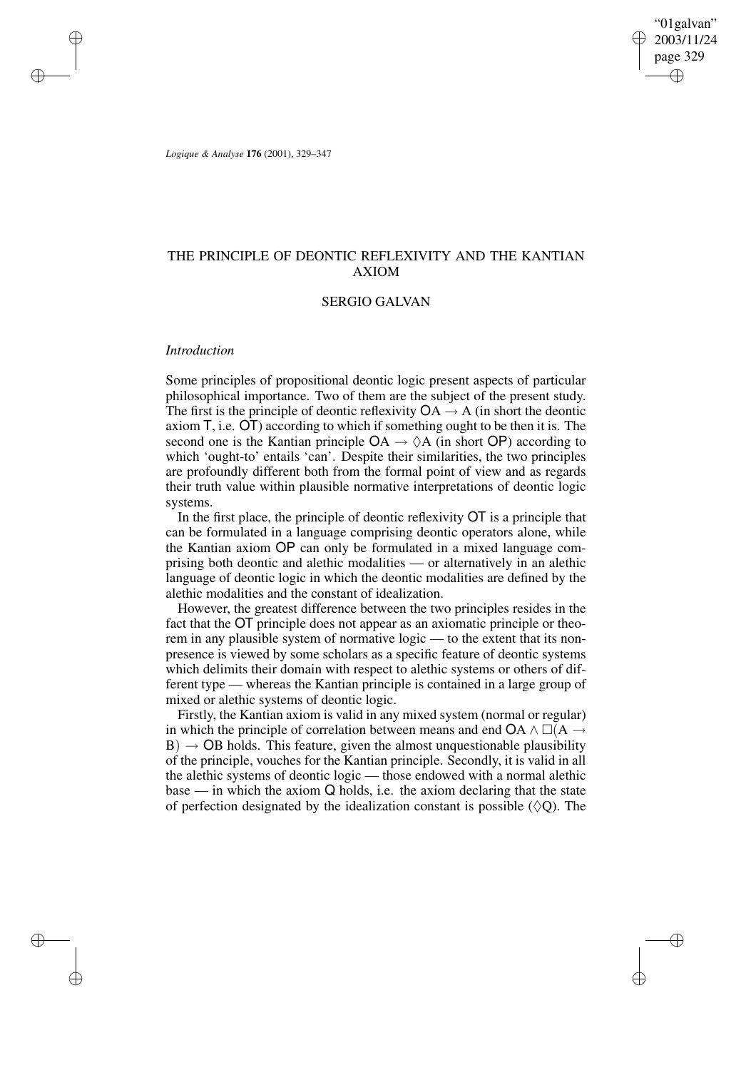# THE PRINCIPLE OF DEONTIC REFLEXIVITY AND THE KANTIAN AXIOM

## SERGIO GALVAN

### *Introduction*

Some principles of propositional deontic logic present aspects of particular philosophical importance. Two of them are the subject of the present study. The first is the principle of deontic reflexivity $\mathsf{O}\mathrm{A} \rightarrow \mathrm{A}$ (in short the deontic axiom $\mathsf{T}$, i.e. $\mathsf{OT}$) according to which if something ought to be then it is. The second one is the Kantian principle $\mathsf{O}\mathrm{A} \rightarrow \Diamond\mathrm{A}$ (in short $\mathsf{OP}$) according to which 'ought-to' entails 'can'. Despite their similarities, the two principles are profoundly different both from the formal point of view and as regards their truth value within plausible normative interpretations of deontic logic systems.

In the first place, the principle of deontic reflexivity $\mathsf{OT}$ is a principle that can be formulated in a language comprising deontic operators alone, while the Kantian axiom $\mathsf{OP}$ can only be formulated in a mixed language comprising both deontic and alethic modalities — or alternatively in an alethic language of deontic logic in which the deontic modalities are defined by the alethic modalities and the constant of idealization.

However, the greatest difference between the two principles resides in the fact that the $\mathsf{OT}$ principle does not appear as an axiomatic principle or theorem in any plausible system of normative logic — to the extent that its non-presence is viewed by some scholars as a specific feature of deontic systems which delimits their domain with respect to alethic systems or others of different type — whereas the Kantian principle is contained in a large group of mixed or alethic systems of deontic logic.

Firstly, the Kantian axiom is valid in any mixed system (normal or regular) in which the principle of correlation between means and end $\mathsf{O}\mathrm{A} \wedge \Box(\mathrm{A} \rightarrow \mathrm{B}) \rightarrow \mathsf{O}\mathrm{B}$ holds. This feature, given the almost unquestionable plausibility of the principle, vouches for the Kantian principle. Secondly, it is valid in all the alethic systems of deontic logic — those endowed with a normal alethic base — in which the axiom $\mathsf{Q}$ holds, i.e. the axiom declaring that the state of perfection designated by the idealization constant is possible ($\Diamond\mathrm{Q}$). The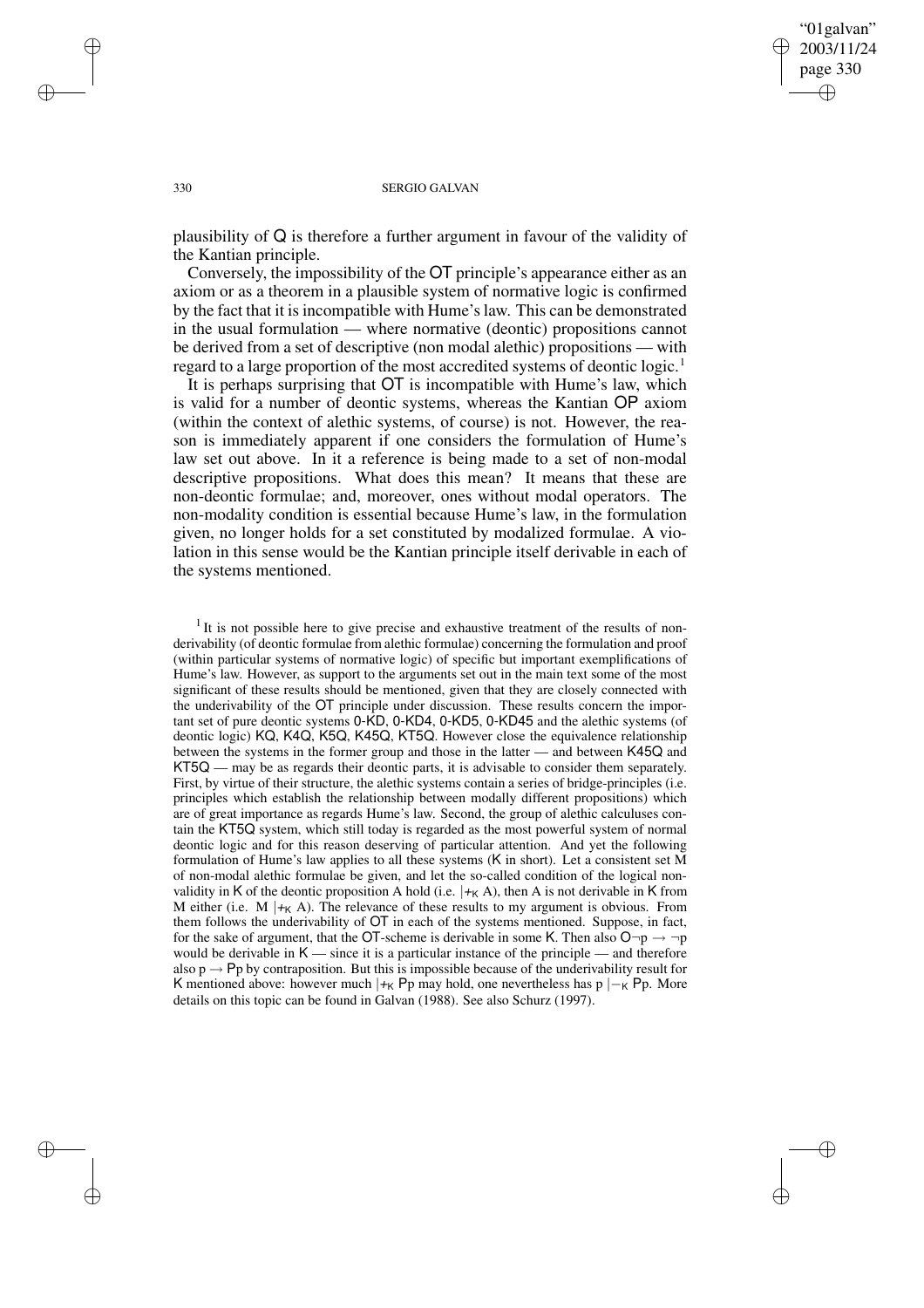plausibility of Q is therefore a further argument in favour of the validity of the Kantian principle.

Conversely, the impossibility of the OT principle's appearance either as an axiom or as a theorem in a plausible system of normative logic is confirmed by the fact that it is incompatible with Hume's law. This can be demonstrated in the usual formulation — where normative (deontic) propositions cannot be derived from a set of descriptive (non modal alethic) propositions — with regard to a large proportion of the most accredited systems of deontic logic.[1]

It is perhaps surprising that OT is incompatible with Hume's law, which is valid for a number of deontic systems, whereas the Kantian OP axiom (within the context of alethic systems, of course) is not. However, the reason is immediately apparent if one considers the formulation of Hume's law set out above. In it a reference is being made to a set of non-modal descriptive propositions. What does this mean? It means that these are non-deontic formulae; and, moreover, ones without modal operators. The non-modality condition is essential because Hume's law, in the formulation given, no longer holds for a set constituted by modalized formulae. A violation in this sense would be the Kantian principle itself derivable in each of the systems mentioned.

[1] It is not possible here to give precise and exhaustive treatment of the results of non-derivability (of deontic formulae from alethic formulae) concerning the formulation and proof (within particular systems of normative logic) of specific but important exemplifications of Hume's law. However, as support to the arguments set out in the main text some of the most significant of these results should be mentioned, given that they are closely connected with the underivability of the OT principle under discussion. These results concern the important set of pure deontic systems 0-KD, 0-KD4, 0-KD5, 0-KD45 and the alethic systems (of deontic logic) KQ, K4Q, K5Q, K45Q, KT5Q. However close the equivalence relationship between the systems in the former group and those in the latter — and between K45Q and KT5Q — may be as regards their deontic parts, it is advisable to consider them separately. First, by virtue of their structure, the alethic systems contain a series of bridge-principles (i.e. principles which establish the relationship between modally different propositions) which are of great importance as regards Hume's law. Second, the group of alethic calculuses contain the KT5Q system, which still today is regarded as the most powerful system of normal deontic logic and for this reason deserving of particular attention. And yet the following formulation of Hume's law applies to all these systems (K in short). Let a consistent set M of non-modal alethic formulae be given, and let the so-called condition of the logical non-validity in K of the deontic proposition A hold (i.e. $|\!\!\not-_{K} A$), then A is not derivable in K from M either (i.e. $M \;|\!\!\not-_{K} A$). The relevance of these results to my argument is obvious. From them follows the underivability of OT in each of the systems mentioned. Suppose, in fact, for the sake of argument, that the OT-scheme is derivable in some K. Then also $O\neg p \rightarrow \neg p$ would be derivable in K — since it is a particular instance of the principle — and therefore also $p \rightarrow Pp$ by contraposition. But this is impossible because of the underivability result for K mentioned above: however much $|\!\!\not-_{K} Pp$ may hold, one nevertheless has $p \;|\!\!-_{K} Pp$. More details on this topic can be found in Galvan (1988). See also Schurz (1997).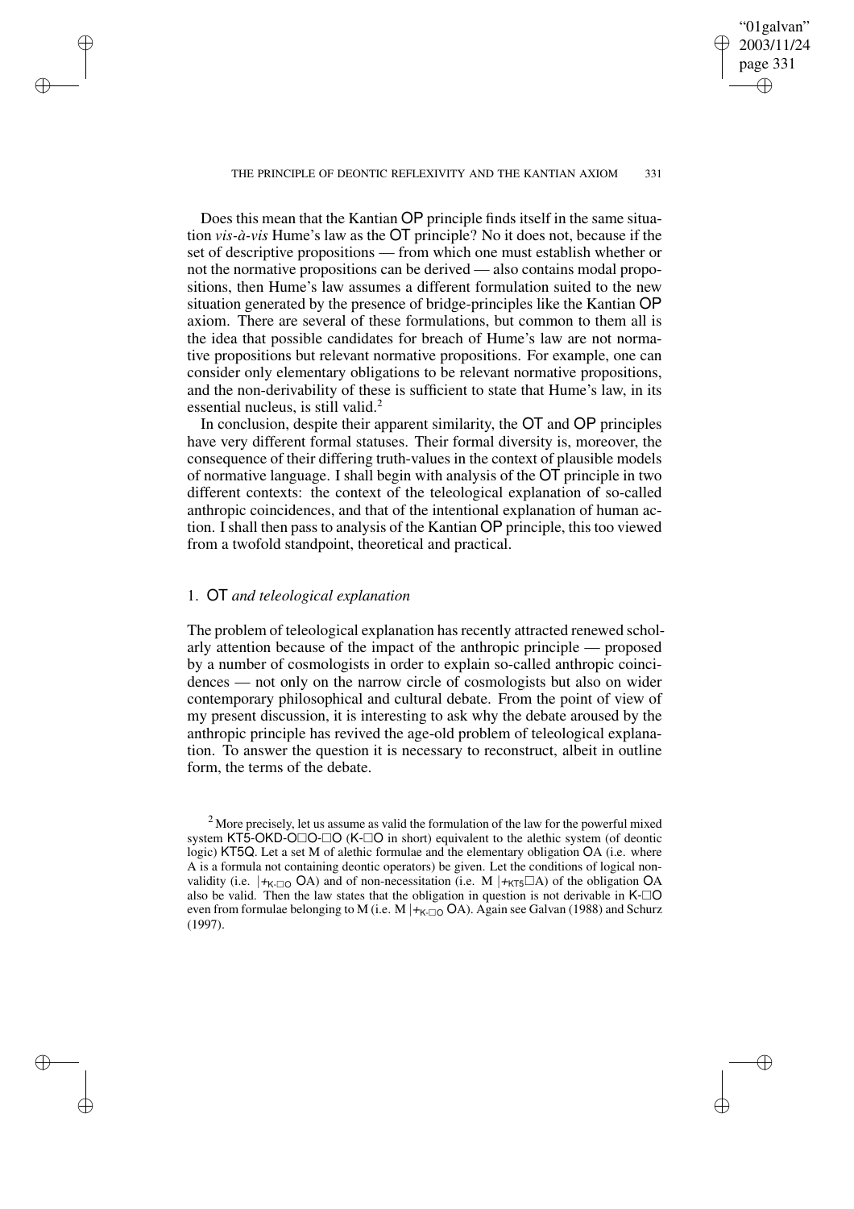Does this mean that the Kantian OP principle finds itself in the same situation *vis-à-vis* Hume's law as the OT principle? No it does not, because if the set of descriptive propositions — from which one must establish whether or not the normative propositions can be derived — also contains modal propositions, then Hume's law assumes a different formulation suited to the new situation generated by the presence of bridge-principles like the Kantian OP axiom. There are several of these formulations, but common to them all is the idea that possible candidates for breach of Hume's law are not normative propositions but relevant normative propositions. For example, one can consider only elementary obligations to be relevant normative propositions, and the non-derivability of these is sufficient to state that Hume's law, in its essential nucleus, is still valid.[2]

In conclusion, despite their apparent similarity, the OT and OP principles have very different formal statuses. Their formal diversity is, moreover, the consequence of their differing truth-values in the context of plausible models of normative language. I shall begin with analysis of the OT principle in two different contexts: the context of the teleological explanation of so-called anthropic coincidences, and that of the intentional explanation of human action. I shall then pass to analysis of the Kantian OP principle, this too viewed from a twofold standpoint, theoretical and practical.

## 1. OT *and teleological explanation*

The problem of teleological explanation has recently attracted renewed scholarly attention because of the impact of the anthropic principle — proposed by a number of cosmologists in order to explain so-called anthropic coincidences — not only on the narrow circle of cosmologists but also on wider contemporary philosophical and cultural debate. From the point of view of my present discussion, it is interesting to ask why the debate aroused by the anthropic principle has revived the age-old problem of teleological explanation. To answer the question it is necessary to reconstruct, albeit in outline form, the terms of the debate.

[2] More precisely, let us assume as valid the formulation of the law for the powerful mixed system KT5-OKD-O□O-□O (K-□O in short) equivalent to the alethic system (of deontic logic) KT5Q. Let a set M of alethic formulae and the elementary obligation OA (i.e. where A is a formula not containing deontic operators) be given. Let the conditions of logical non-validity (i.e. $|\!\not\vdash_{\text{K-}\Box\text{O}}$ OA) and of non-necessitation (i.e. M $|\!\not\vdash_{\text{KT5}}\Box$A) of the obligation OA also be valid. Then the law states that the obligation in question is not derivable in K-□O even from formulae belonging to M (i.e. M $|\!\not\vdash_{\text{K-}\Box\text{O}}$ OA). Again see Galvan (1988) and Schurz (1997).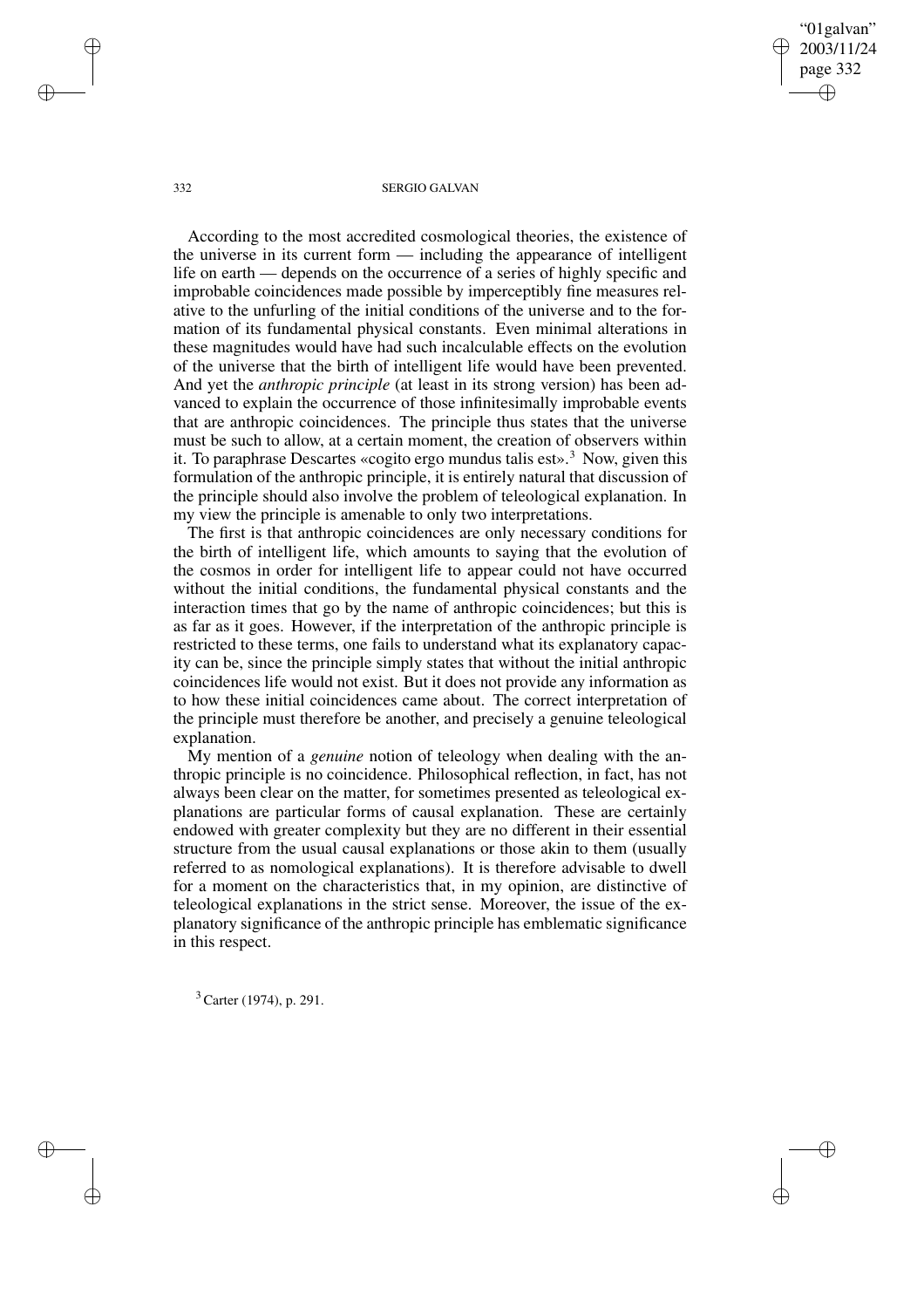According to the most accredited cosmological theories, the existence of the universe in its current form — including the appearance of intelligent life on earth — depends on the occurrence of a series of highly specific and improbable coincidences made possible by imperceptibly fine measures relative to the unfurling of the initial conditions of the universe and to the formation of its fundamental physical constants. Even minimal alterations in these magnitudes would have had such incalculable effects on the evolution of the universe that the birth of intelligent life would have been prevented. And yet the *anthropic principle* (at least in its strong version) has been advanced to explain the occurrence of those infinitesimally improbable events that are anthropic coincidences. The principle thus states that the universe must be such to allow, at a certain moment, the creation of observers within it. To paraphrase Descartes «cogito ergo mundus talis est».[3] Now, given this formulation of the anthropic principle, it is entirely natural that discussion of the principle should also involve the problem of teleological explanation. In my view the principle is amenable to only two interpretations.

The first is that anthropic coincidences are only necessary conditions for the birth of intelligent life, which amounts to saying that the evolution of the cosmos in order for intelligent life to appear could not have occurred without the initial conditions, the fundamental physical constants and the interaction times that go by the name of anthropic coincidences; but this is as far as it goes. However, if the interpretation of the anthropic principle is restricted to these terms, one fails to understand what its explanatory capacity can be, since the principle simply states that without the initial anthropic coincidences life would not exist. But it does not provide any information as to how these initial coincidences came about. The correct interpretation of the principle must therefore be another, and precisely a genuine teleological explanation.

My mention of a *genuine* notion of teleology when dealing with the anthropic principle is no coincidence. Philosophical reflection, in fact, has not always been clear on the matter, for sometimes presented as teleological explanations are particular forms of causal explanation. These are certainly endowed with greater complexity but they are no different in their essential structure from the usual causal explanations or those akin to them (usually referred to as nomological explanations). It is therefore advisable to dwell for a moment on the characteristics that, in my opinion, are distinctive of teleological explanations in the strict sense. Moreover, the issue of the explanatory significance of the anthropic principle has emblematic significance in this respect.

[3] Carter (1974), p. 291.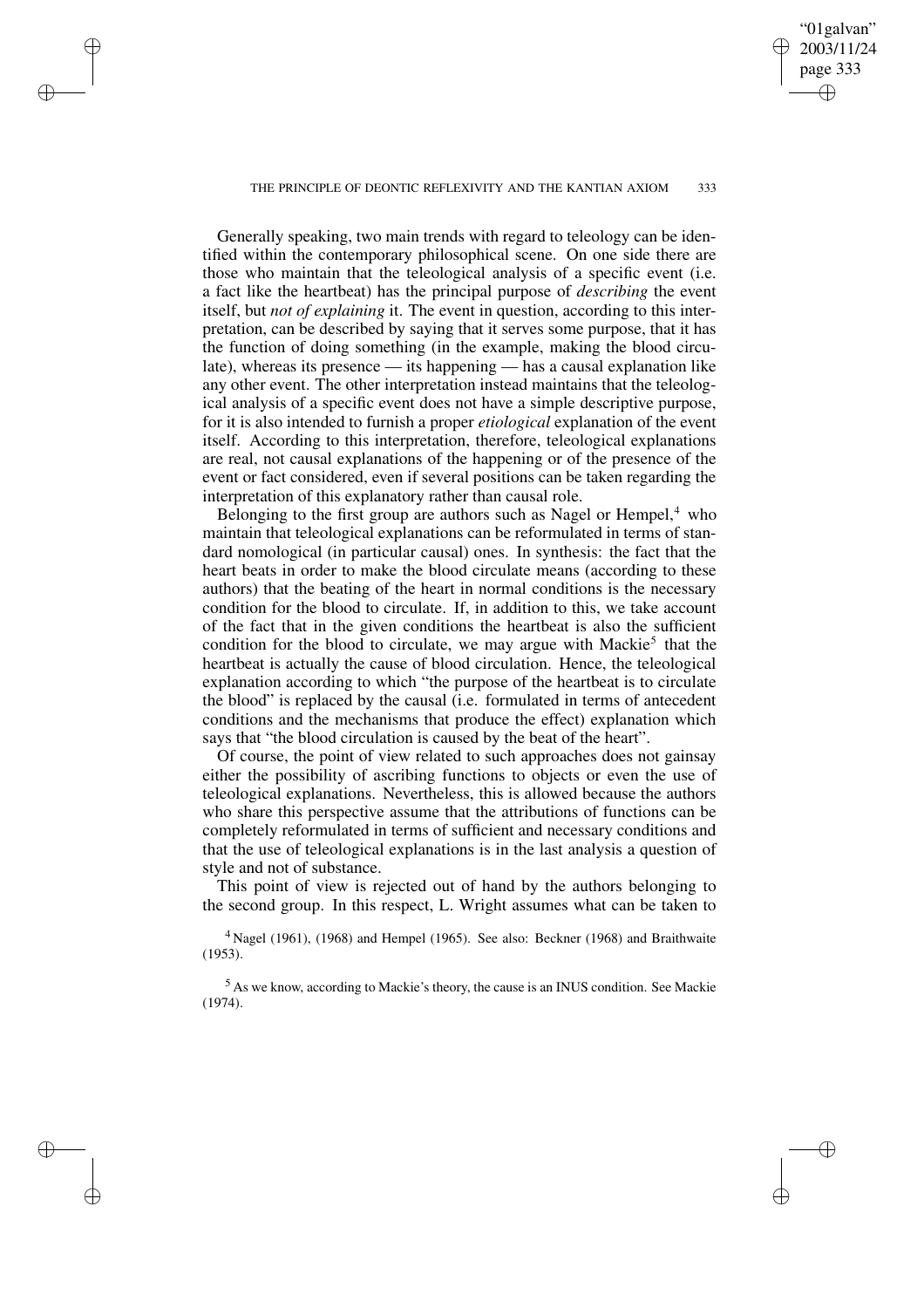Generally speaking, two main trends with regard to teleology can be identified within the contemporary philosophical scene. On one side there are those who maintain that the teleological analysis of a specific event (i.e. a fact like the heartbeat) has the principal purpose of *describing* the event itself, but *not of explaining* it. The event in question, according to this interpretation, can be described by saying that it serves some purpose, that it has the function of doing something (in the example, making the blood circulate), whereas its presence — its happening — has a causal explanation like any other event. The other interpretation instead maintains that the teleological analysis of a specific event does not have a simple descriptive purpose, for it is also intended to furnish a proper *etiological* explanation of the event itself. According to this interpretation, therefore, teleological explanations are real, not causal explanations of the happening or of the presence of the event or fact considered, even if several positions can be taken regarding the interpretation of this explanatory rather than causal role.

Belonging to the first group are authors such as Nagel or Hempel,[4] who maintain that teleological explanations can be reformulated in terms of standard nomological (in particular causal) ones. In synthesis: the fact that the heart beats in order to make the blood circulate means (according to these authors) that the beating of the heart in normal conditions is the necessary condition for the blood to circulate. If, in addition to this, we take account of the fact that in the given conditions the heartbeat is also the sufficient condition for the blood to circulate, we may argue with Mackie[5] that the heartbeat is actually the cause of blood circulation. Hence, the teleological explanation according to which "the purpose of the heartbeat is to circulate the blood" is replaced by the causal (i.e. formulated in terms of antecedent conditions and the mechanisms that produce the effect) explanation which says that "the blood circulation is caused by the beat of the heart".

Of course, the point of view related to such approaches does not gainsay either the possibility of ascribing functions to objects or even the use of teleological explanations. Nevertheless, this is allowed because the authors who share this perspective assume that the attributions of functions can be completely reformulated in terms of sufficient and necessary conditions and that the use of teleological explanations is in the last analysis a question of style and not of substance.

This point of view is rejected out of hand by the authors belonging to the second group. In this respect, L. Wright assumes what can be taken to

[4] Nagel (1961), (1968) and Hempel (1965). See also: Beckner (1968) and Braithwaite (1953).

[5] As we know, according to Mackie's theory, the cause is an INUS condition. See Mackie (1974).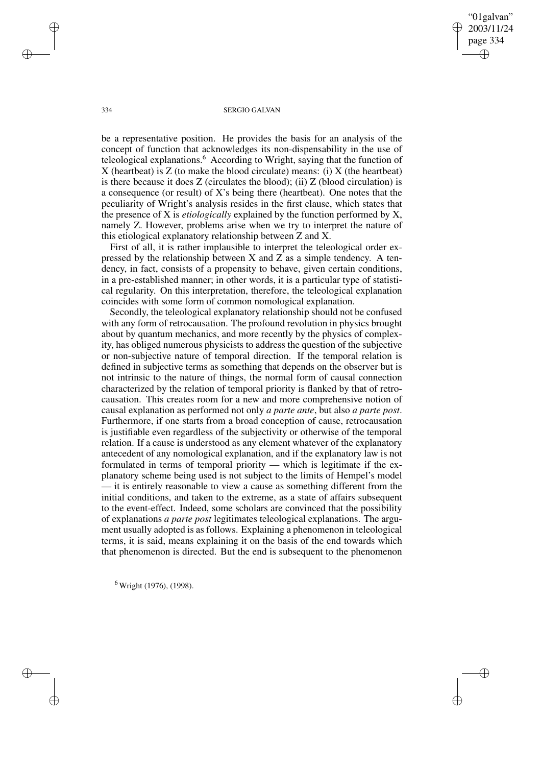be a representative position. He provides the basis for an analysis of the concept of function that acknowledges its non-dispensability in the use of teleological explanations.[6] According to Wright, saying that the function of X (heartbeat) is Z (to make the blood circulate) means: (i) X (the heartbeat) is there because it does Z (circulates the blood); (ii) Z (blood circulation) is a consequence (or result) of X's being there (heartbeat). One notes that the peculiarity of Wright's analysis resides in the first clause, which states that the presence of X is *etiologically* explained by the function performed by X, namely Z. However, problems arise when we try to interpret the nature of this etiological explanatory relationship between Z and X.

First of all, it is rather implausible to interpret the teleological order expressed by the relationship between X and Z as a simple tendency. A tendency, in fact, consists of a propensity to behave, given certain conditions, in a pre-established manner; in other words, it is a particular type of statistical regularity. On this interpretation, therefore, the teleological explanation coincides with some form of common nomological explanation.

Secondly, the teleological explanatory relationship should not be confused with any form of retrocausation. The profound revolution in physics brought about by quantum mechanics, and more recently by the physics of complexity, has obliged numerous physicists to address the question of the subjective or non-subjective nature of temporal direction. If the temporal relation is defined in subjective terms as something that depends on the observer but is not intrinsic to the nature of things, the normal form of causal connection characterized by the relation of temporal priority is flanked by that of retrocausation. This creates room for a new and more comprehensive notion of causal explanation as performed not only *a parte ante*, but also *a parte post*. Furthermore, if one starts from a broad conception of cause, retrocausation is justifiable even regardless of the subjectivity or otherwise of the temporal relation. If a cause is understood as any element whatever of the explanatory antecedent of any nomological explanation, and if the explanatory law is not formulated in terms of temporal priority — which is legitimate if the explanatory scheme being used is not subject to the limits of Hempel's model — it is entirely reasonable to view a cause as something different from the initial conditions, and taken to the extreme, as a state of affairs subsequent to the event-effect. Indeed, some scholars are convinced that the possibility of explanations *a parte post* legitimates teleological explanations. The argument usually adopted is as follows. Explaining a phenomenon in teleological terms, it is said, means explaining it on the basis of the end towards which that phenomenon is directed. But the end is subsequent to the phenomenon

[6] Wright (1976), (1998).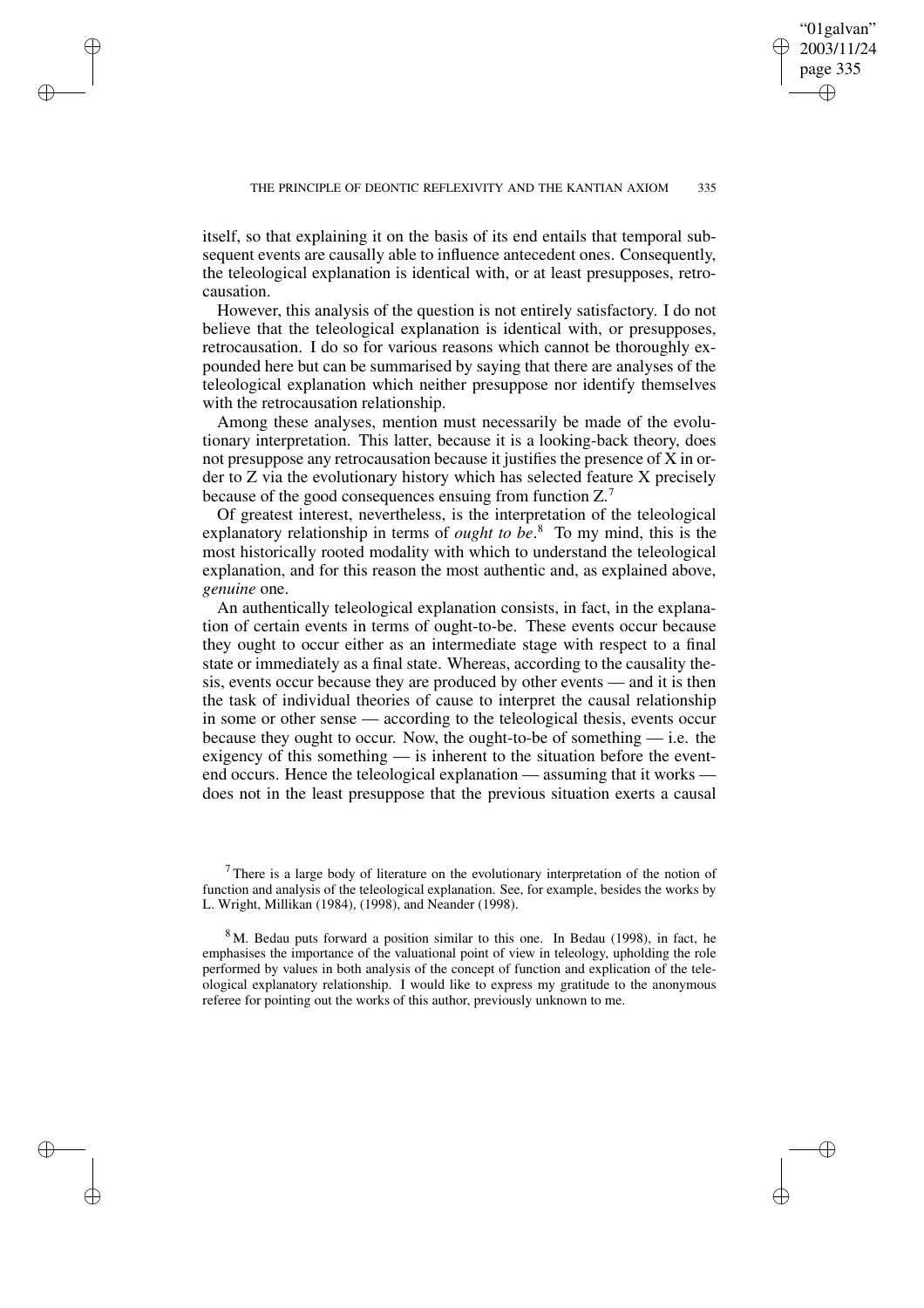itself, so that explaining it on the basis of its end entails that temporal subsequent events are causally able to influence antecedent ones. Consequently, the teleological explanation is identical with, or at least presupposes, retrocausation.

However, this analysis of the question is not entirely satisfactory. I do not believe that the teleological explanation is identical with, or presupposes, retrocausation. I do so for various reasons which cannot be thoroughly expounded here but can be summarised by saying that there are analyses of the teleological explanation which neither presuppose nor identify themselves with the retrocausation relationship.

Among these analyses, mention must necessarily be made of the evolutionary interpretation. This latter, because it is a looking-back theory, does not presuppose any retrocausation because it justifies the presence of X in order to Z via the evolutionary history which has selected feature X precisely because of the good consequences ensuing from function Z.[7]

Of greatest interest, nevertheless, is the interpretation of the teleological explanatory relationship in terms of *ought to be*.[8] To my mind, this is the most historically rooted modality with which to understand the teleological explanation, and for this reason the most authentic and, as explained above, *genuine* one.

An authentically teleological explanation consists, in fact, in the explanation of certain events in terms of ought-to-be. These events occur because they ought to occur either as an intermediate stage with respect to a final state or immediately as a final state. Whereas, according to the causality thesis, events occur because they are produced by other events — and it is then the task of individual theories of cause to interpret the causal relationship in some or other sense — according to the teleological thesis, events occur because they ought to occur. Now, the ought-to-be of something — i.e. the exigency of this something — is inherent to the situation before the event-end occurs. Hence the teleological explanation — assuming that it works — does not in the least presuppose that the previous situation exerts a causal

[7] There is a large body of literature on the evolutionary interpretation of the notion of function and analysis of the teleological explanation. See, for example, besides the works by L. Wright, Millikan (1984), (1998), and Neander (1998).

[8] M. Bedau puts forward a position similar to this one. In Bedau (1998), in fact, he emphasises the importance of the valuational point of view in teleology, upholding the role performed by values in both analysis of the concept of function and explication of the teleological explanatory relationship. I would like to express my gratitude to the anonymous referee for pointing out the works of this author, previously unknown to me.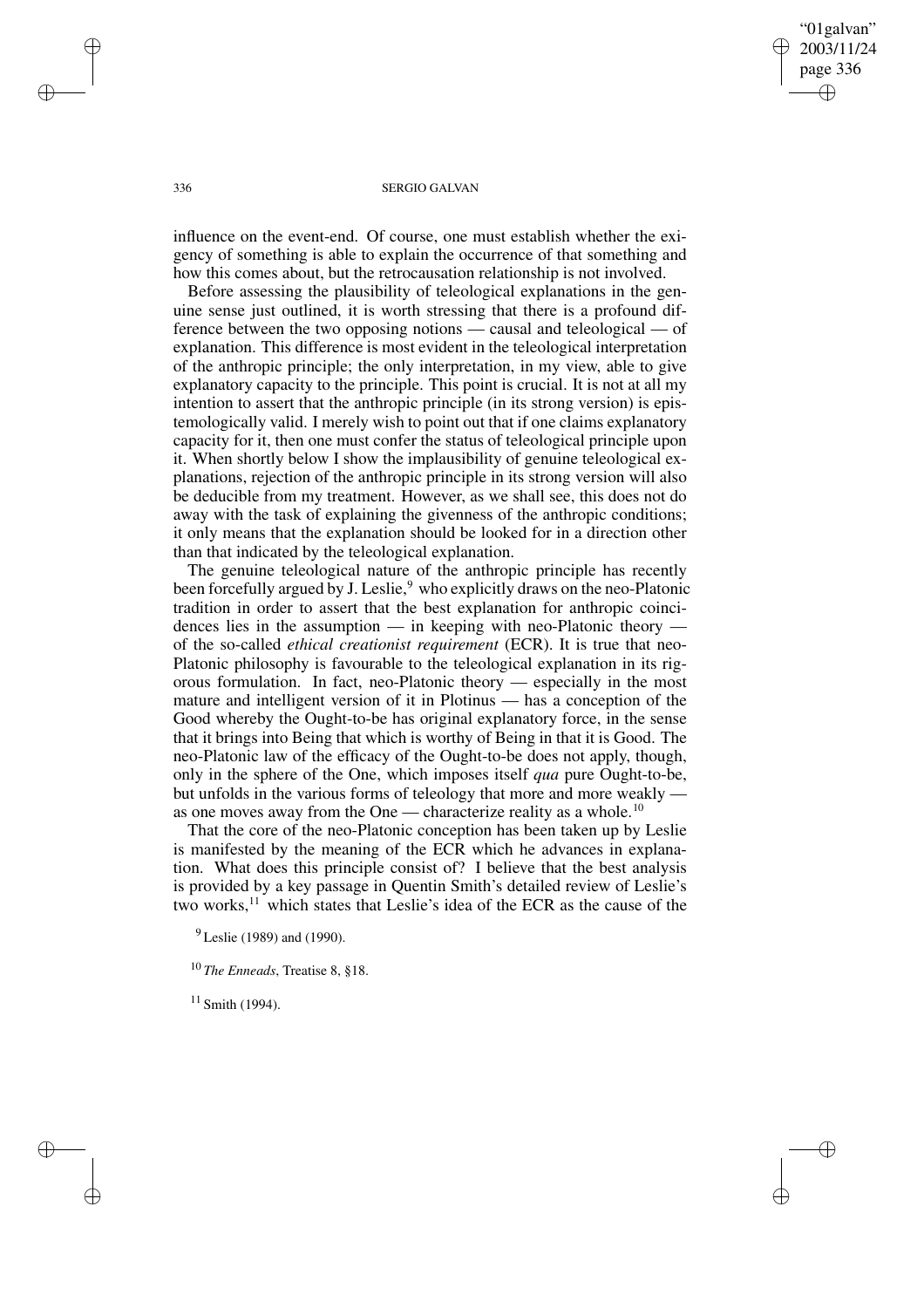influence on the event-end. Of course, one must establish whether the exigency of something is able to explain the occurrence of that something and how this comes about, but the retrocausation relationship is not involved.

Before assessing the plausibility of teleological explanations in the genuine sense just outlined, it is worth stressing that there is a profound difference between the two opposing notions — causal and teleological — of explanation. This difference is most evident in the teleological interpretation of the anthropic principle; the only interpretation, in my view, able to give explanatory capacity to the principle. This point is crucial. It is not at all my intention to assert that the anthropic principle (in its strong version) is epistemologically valid. I merely wish to point out that if one claims explanatory capacity for it, then one must confer the status of teleological principle upon it. When shortly below I show the implausibility of genuine teleological explanations, rejection of the anthropic principle in its strong version will also be deducible from my treatment. However, as we shall see, this does not do away with the task of explaining the givenness of the anthropic conditions; it only means that the explanation should be looked for in a direction other than that indicated by the teleological explanation.

The genuine teleological nature of the anthropic principle has recently been forcefully argued by J. Leslie,[9] who explicitly draws on the neo-Platonic tradition in order to assert that the best explanation for anthropic coincidences lies in the assumption — in keeping with neo-Platonic theory — of the so-called *ethical creationist requirement* (ECR). It is true that neo-Platonic philosophy is favourable to the teleological explanation in its rigorous formulation. In fact, neo-Platonic theory — especially in the most mature and intelligent version of it in Plotinus — has a conception of the Good whereby the Ought-to-be has original explanatory force, in the sense that it brings into Being that which is worthy of Being in that it is Good. The neo-Platonic law of the efficacy of the Ought-to-be does not apply, though, only in the sphere of the One, which imposes itself *qua* pure Ought-to-be, but unfolds in the various forms of teleology that more and more weakly — as one moves away from the One — characterize reality as a whole.[10]

That the core of the neo-Platonic conception has been taken up by Leslie is manifested by the meaning of the ECR which he advances in explanation. What does this principle consist of? I believe that the best analysis is provided by a key passage in Quentin Smith's detailed review of Leslie's two works,[11] which states that Leslie's idea of the ECR as the cause of the

[9] Leslie (1989) and (1990).

[10] *The Enneads*, Treatise 8, §18.

[11] Smith (1994).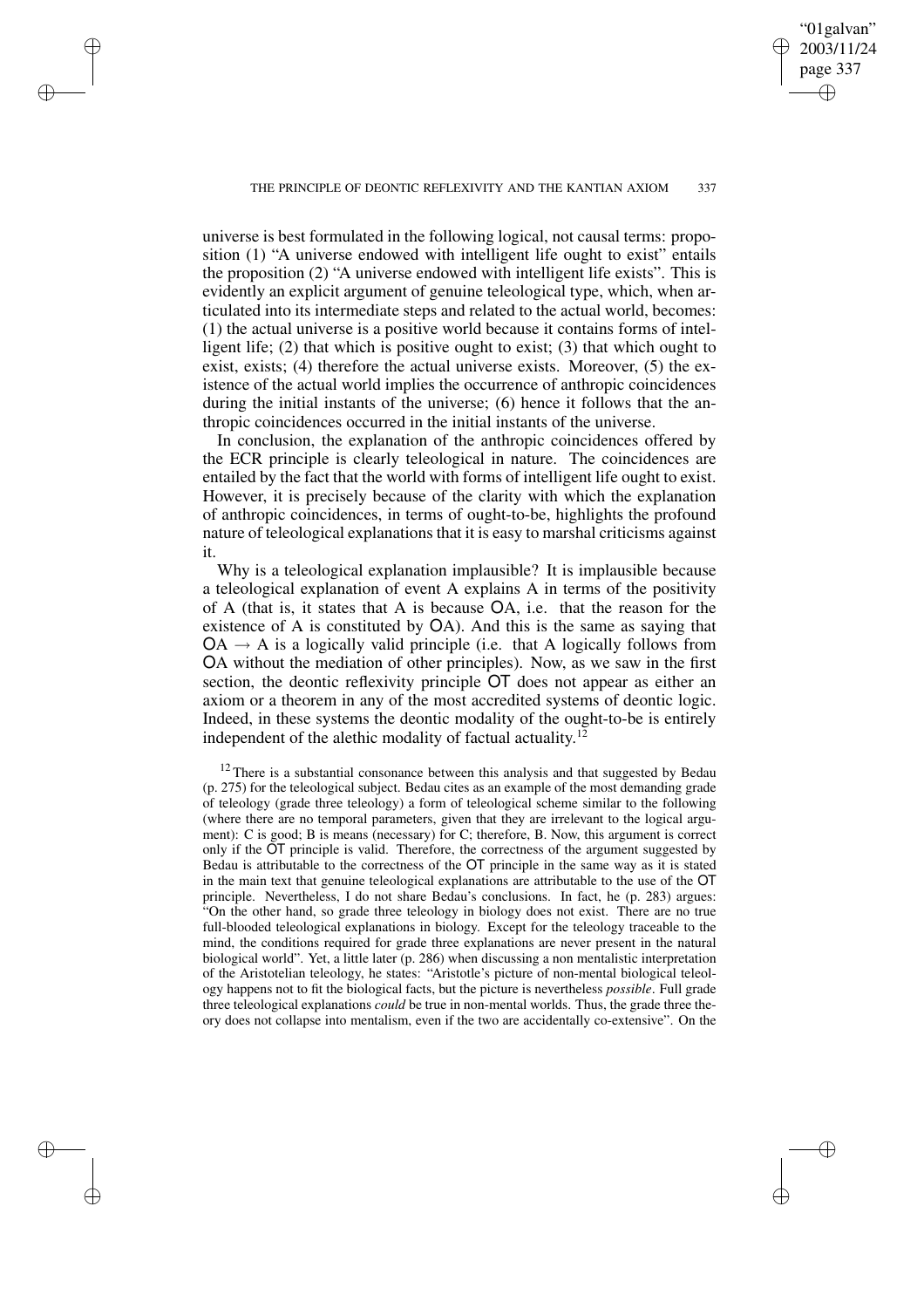universe is best formulated in the following logical, not causal terms: proposition (1) "A universe endowed with intelligent life ought to exist" entails the proposition (2) "A universe endowed with intelligent life exists". This is evidently an explicit argument of genuine teleological type, which, when articulated into its intermediate steps and related to the actual world, becomes: (1) the actual universe is a positive world because it contains forms of intelligent life; (2) that which is positive ought to exist; (3) that which ought to exist, exists; (4) therefore the actual universe exists. Moreover, (5) the existence of the actual world implies the occurrence of anthropic coincidences during the initial instants of the universe; (6) hence it follows that the anthropic coincidences occurred in the initial instants of the universe.

In conclusion, the explanation of the anthropic coincidences offered by the ECR principle is clearly teleological in nature. The coincidences are entailed by the fact that the world with forms of intelligent life ought to exist. However, it is precisely because of the clarity with which the explanation of anthropic coincidences, in terms of ought-to-be, highlights the profound nature of teleological explanations that it is easy to marshal criticisms against it.

Why is a teleological explanation implausible? It is implausible because a teleological explanation of event A explains A in terms of the positivity of A (that is, it states that A is because $\mathsf{O}A$, i.e. that the reason for the existence of A is constituted by $\mathsf{O}A$). And this is the same as saying that $\mathsf{O}A \rightarrow A$ is a logically valid principle (i.e. that A logically follows from $\mathsf{O}A$ without the mediation of other principles). Now, as we saw in the first section, the deontic reflexivity principle $\mathsf{OT}$ does not appear as either an axiom or a theorem in any of the most accredited systems of deontic logic. Indeed, in these systems the deontic modality of the ought-to-be is entirely independent of the alethic modality of factual actuality.[12]

[12] There is a substantial consonance between this analysis and that suggested by Bedau (p. 275) for the teleological subject. Bedau cites as an example of the most demanding grade of teleology (grade three teleology) a form of teleological scheme similar to the following (where there are no temporal parameters, given that they are irrelevant to the logical argument): C is good; B is means (necessary) for C; therefore, B. Now, this argument is correct only if the $\mathsf{OT}$ principle is valid. Therefore, the correctness of the argument suggested by Bedau is attributable to the correctness of the $\mathsf{OT}$ principle in the same way as it is stated in the main text that genuine teleological explanations are attributable to the use of the $\mathsf{OT}$ principle. Nevertheless, I do not share Bedau's conclusions. In fact, he (p. 283) argues: "On the other hand, so grade three teleology in biology does not exist. There are no true full-blooded teleological explanations in biology. Except for the teleology traceable to the mind, the conditions required for grade three explanations are never present in the natural biological world". Yet, a little later (p. 286) when discussing a non mentalistic interpretation of the Aristotelian teleology, he states: "Aristotle's picture of non-mental biological teleology happens not to fit the biological facts, but the picture is nevertheless *possible*. Full grade three teleological explanations *could* be true in non-mental worlds. Thus, the grade three theory does not collapse into mentalism, even if the two are accidentally co-extensive". On the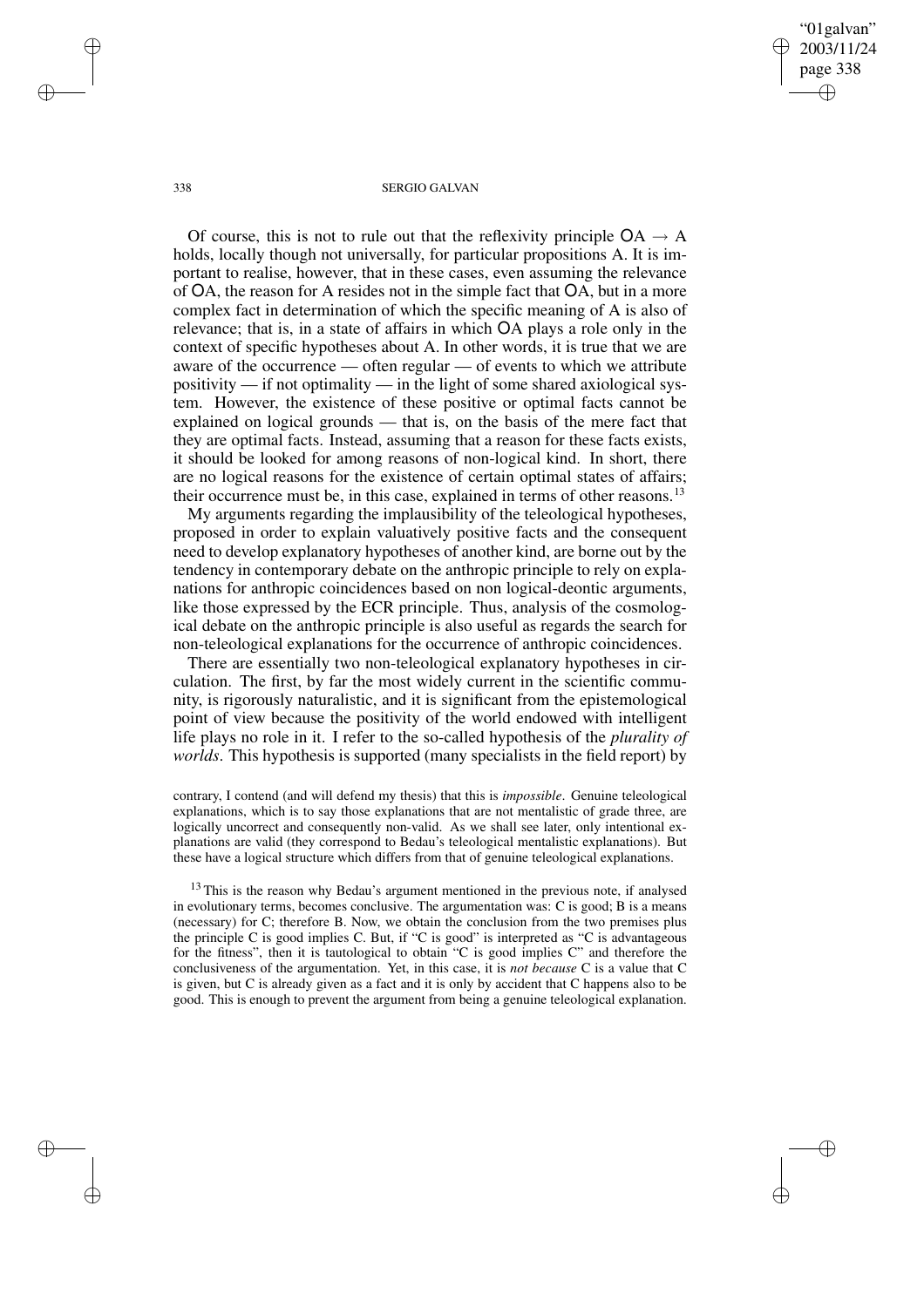Of course, this is not to rule out that the reflexivity principle $\mathsf{O}A \rightarrow A$ holds, locally though not universally, for particular propositions A. It is important to realise, however, that in these cases, even assuming the relevance of $\mathsf{O}A$, the reason for A resides not in the simple fact that $\mathsf{O}A$, but in a more complex fact in determination of which the specific meaning of A is also of relevance; that is, in a state of affairs in which $\mathsf{O}A$ plays a role only in the context of specific hypotheses about A. In other words, it is true that we are aware of the occurrence — often regular — of events to which we attribute positivity — if not optimality — in the light of some shared axiological system. However, the existence of these positive or optimal facts cannot be explained on logical grounds — that is, on the basis of the mere fact that they are optimal facts. Instead, assuming that a reason for these facts exists, it should be looked for among reasons of non-logical kind. In short, there are no logical reasons for the existence of certain optimal states of affairs; their occurrence must be, in this case, explained in terms of other reasons.[13]

My arguments regarding the implausibility of the teleological hypotheses, proposed in order to explain valuatively positive facts and the consequent need to develop explanatory hypotheses of another kind, are borne out by the tendency in contemporary debate on the anthropic principle to rely on explanations for anthropic coincidences based on non logical-deontic arguments, like those expressed by the ECR principle. Thus, analysis of the cosmological debate on the anthropic principle is also useful as regards the search for non-teleological explanations for the occurrence of anthropic coincidences.

There are essentially two non-teleological explanatory hypotheses in circulation. The first, by far the most widely current in the scientific community, is rigorously naturalistic, and it is significant from the epistemological point of view because the positivity of the world endowed with intelligent life plays no role in it. I refer to the so-called hypothesis of the *plurality of worlds*. This hypothesis is supported (many specialists in the field report) by

contrary, I contend (and will defend my thesis) that this is *impossible*. Genuine teleological explanations, which is to say those explanations that are not mentalistic of grade three, are logically uncorrect and consequently non-valid. As we shall see later, only intentional explanations are valid (they correspond to Bedau's teleological mentalistic explanations). But these have a logical structure which differs from that of genuine teleological explanations.

[13] This is the reason why Bedau's argument mentioned in the previous note, if analysed in evolutionary terms, becomes conclusive. The argumentation was: C is good; B is a means (necessary) for C; therefore B. Now, we obtain the conclusion from the two premises plus the principle C is good implies C. But, if "C is good" is interpreted as "C is advantageous for the fitness", then it is tautological to obtain "C is good implies C" and therefore the conclusiveness of the argumentation. Yet, in this case, it is *not because* C is a value that C is given, but C is already given as a fact and it is only by accident that C happens also to be good. This is enough to prevent the argument from being a genuine teleological explanation.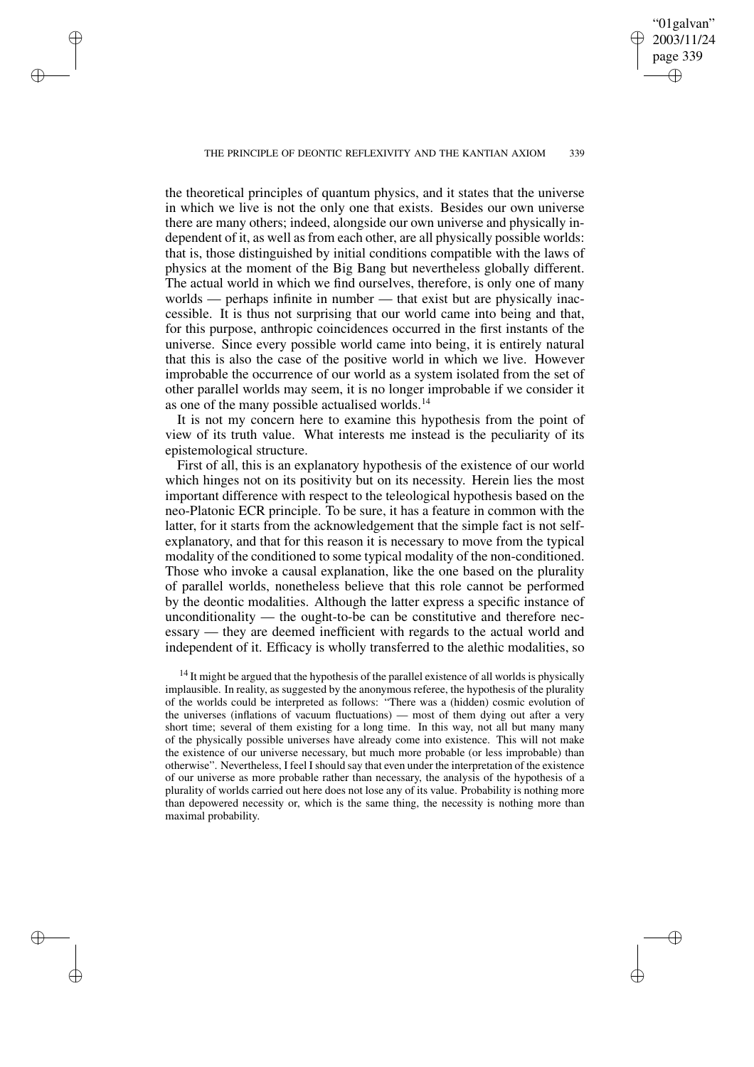the theoretical principles of quantum physics, and it states that the universe in which we live is not the only one that exists. Besides our own universe there are many others; indeed, alongside our own universe and physically independent of it, as well as from each other, are all physically possible worlds: that is, those distinguished by initial conditions compatible with the laws of physics at the moment of the Big Bang but nevertheless globally different. The actual world in which we find ourselves, therefore, is only one of many worlds — perhaps infinite in number — that exist but are physically inaccessible. It is thus not surprising that our world came into being and that, for this purpose, anthropic coincidences occurred in the first instants of the universe. Since every possible world came into being, it is entirely natural that this is also the case of the positive world in which we live. However improbable the occurrence of our world as a system isolated from the set of other parallel worlds may seem, it is no longer improbable if we consider it as one of the many possible actualised worlds.[14]

It is not my concern here to examine this hypothesis from the point of view of its truth value. What interests me instead is the peculiarity of its epistemological structure.

First of all, this is an explanatory hypothesis of the existence of our world which hinges not on its positivity but on its necessity. Herein lies the most important difference with respect to the teleological hypothesis based on the neo-Platonic ECR principle. To be sure, it has a feature in common with the latter, for it starts from the acknowledgement that the simple fact is not self-explanatory, and that for this reason it is necessary to move from the typical modality of the conditioned to some typical modality of the non-conditioned. Those who invoke a causal explanation, like the one based on the plurality of parallel worlds, nonetheless believe that this role cannot be performed by the deontic modalities. Although the latter express a specific instance of unconditionality — the ought-to-be can be constitutive and therefore necessary — they are deemed inefficient with regards to the actual world and independent of it. Efficacy is wholly transferred to the alethic modalities, so

[14] It might be argued that the hypothesis of the parallel existence of all worlds is physically implausible. In reality, as suggested by the anonymous referee, the hypothesis of the plurality of the worlds could be interpreted as follows: "There was a (hidden) cosmic evolution of the universes (inflations of vacuum fluctuations) — most of them dying out after a very short time; several of them existing for a long time. In this way, not all but many many of the physically possible universes have already come into existence. This will not make the existence of our universe necessary, but much more probable (or less improbable) than otherwise". Nevertheless, I feel I should say that even under the interpretation of the existence of our universe as more probable rather than necessary, the analysis of the hypothesis of a plurality of worlds carried out here does not lose any of its value. Probability is nothing more than depowered necessity or, which is the same thing, the necessity is nothing more than maximal probability.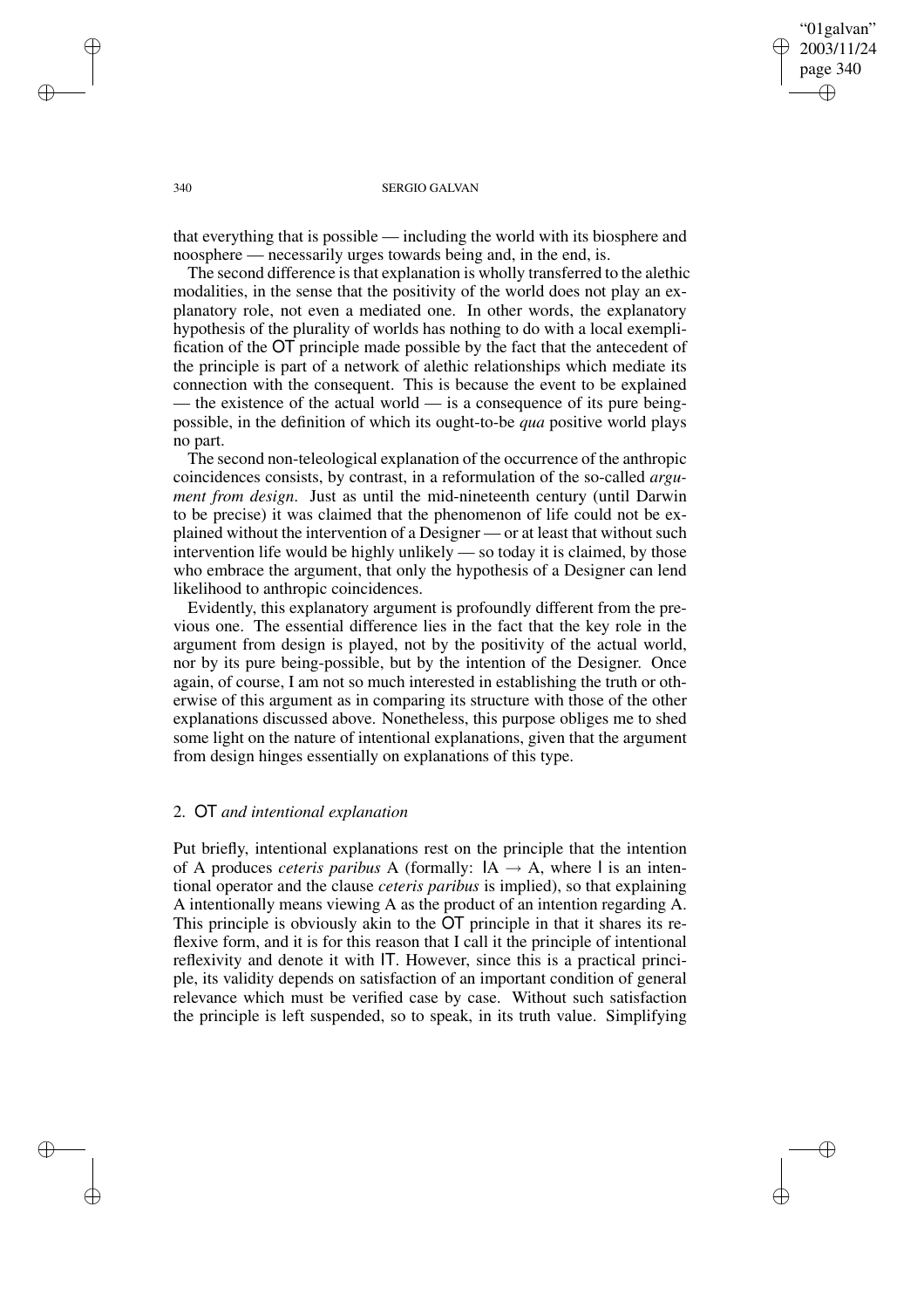that everything that is possible — including the world with its biosphere and noosphere — necessarily urges towards being and, in the end, is.

The second difference is that explanation is wholly transferred to the alethic modalities, in the sense that the positivity of the world does not play an explanatory role, not even a mediated one. In other words, the explanatory hypothesis of the plurality of worlds has nothing to do with a local exemplification of the OT principle made possible by the fact that the antecedent of the principle is part of a network of alethic relationships which mediate its connection with the consequent. This is because the event to be explained — the existence of the actual world — is a consequence of its pure being-possible, in the definition of which its ought-to-be *qua* positive world plays no part.

The second non-teleological explanation of the occurrence of the anthropic coincidences consists, by contrast, in a reformulation of the so-called *argument from design*. Just as until the mid-nineteenth century (until Darwin to be precise) it was claimed that the phenomenon of life could not be explained without the intervention of a Designer — or at least that without such intervention life would be highly unlikely — so today it is claimed, by those who embrace the argument, that only the hypothesis of a Designer can lend likelihood to anthropic coincidences.

Evidently, this explanatory argument is profoundly different from the previous one. The essential difference lies in the fact that the key role in the argument from design is played, not by the positivity of the actual world, nor by its pure being-possible, but by the intention of the Designer. Once again, of course, I am not so much interested in establishing the truth or otherwise of this argument as in comparing its structure with those of the other explanations discussed above. Nonetheless, this purpose obliges me to shed some light on the nature of intentional explanations, given that the argument from design hinges essentially on explanations of this type.

## 2. OT *and intentional explanation*

Put briefly, intentional explanations rest on the principle that the intention of A produces *ceteris paribus* A (formally: $\mathsf{I}A \rightarrow A$, where $\mathsf{I}$ is an intentional operator and the clause *ceteris paribus* is implied), so that explaining A intentionally means viewing A as the product of an intention regarding A. This principle is obviously akin to the OT principle in that it shares its reflexive form, and it is for this reason that I call it the principle of intentional reflexivity and denote it with IT. However, since this is a practical principle, its validity depends on satisfaction of an important condition of general relevance which must be verified case by case. Without such satisfaction the principle is left suspended, so to speak, in its truth value. Simplifying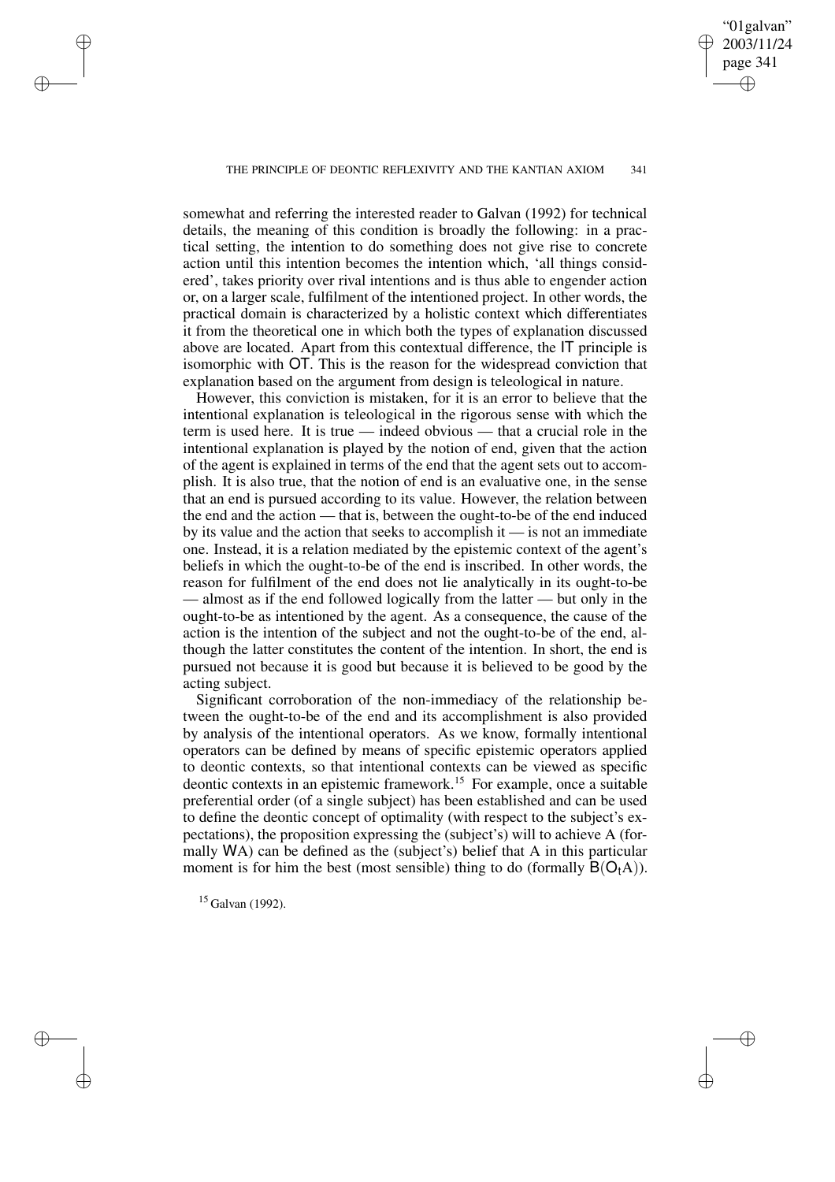somewhat and referring the interested reader to Galvan (1992) for technical details, the meaning of this condition is broadly the following: in a practical setting, the intention to do something does not give rise to concrete action until this intention becomes the intention which, 'all things considered', takes priority over rival intentions and is thus able to engender action or, on a larger scale, fulfilment of the intentioned project. In other words, the practical domain is characterized by a holistic context which differentiates it from the theoretical one in which both the types of explanation discussed above are located. Apart from this contextual difference, the $\mathsf{IT}$ principle is isomorphic with $\mathsf{OT}$. This is the reason for the widespread conviction that explanation based on the argument from design is teleological in nature.

However, this conviction is mistaken, for it is an error to believe that the intentional explanation is teleological in the rigorous sense with which the term is used here. It is true — indeed obvious — that a crucial role in the intentional explanation is played by the notion of end, given that the action of the agent is explained in terms of the end that the agent sets out to accomplish. It is also true, that the notion of end is an evaluative one, in the sense that an end is pursued according to its value. However, the relation between the end and the action — that is, between the ought-to-be of the end induced by its value and the action that seeks to accomplish it — is not an immediate one. Instead, it is a relation mediated by the epistemic context of the agent's beliefs in which the ought-to-be of the end is inscribed. In other words, the reason for fulfilment of the end does not lie analytically in its ought-to-be — almost as if the end followed logically from the latter — but only in the ought-to-be as intentioned by the agent. As a consequence, the cause of the action is the intention of the subject and not the ought-to-be of the end, although the latter constitutes the content of the intention. In short, the end is pursued not because it is good but because it is believed to be good by the acting subject.

Significant corroboration of the non-immediacy of the relationship between the ought-to-be of the end and its accomplishment is also provided by analysis of the intentional operators. As we know, formally intentional operators can be defined by means of specific epistemic operators applied to deontic contexts, so that intentional contexts can be viewed as specific deontic contexts in an epistemic framework.[15] For example, once a suitable preferential order (of a single subject) has been established and can be used to define the deontic concept of optimality (with respect to the subject's expectations), the proposition expressing the (subject's) will to achieve A (formally $\mathsf{W}$A) can be defined as the (subject's) belief that A in this particular moment is for him the best (most sensible) thing to do (formally $\mathsf{B}(\mathsf{O}_t\mathrm{A})$).

[15] Galvan (1992).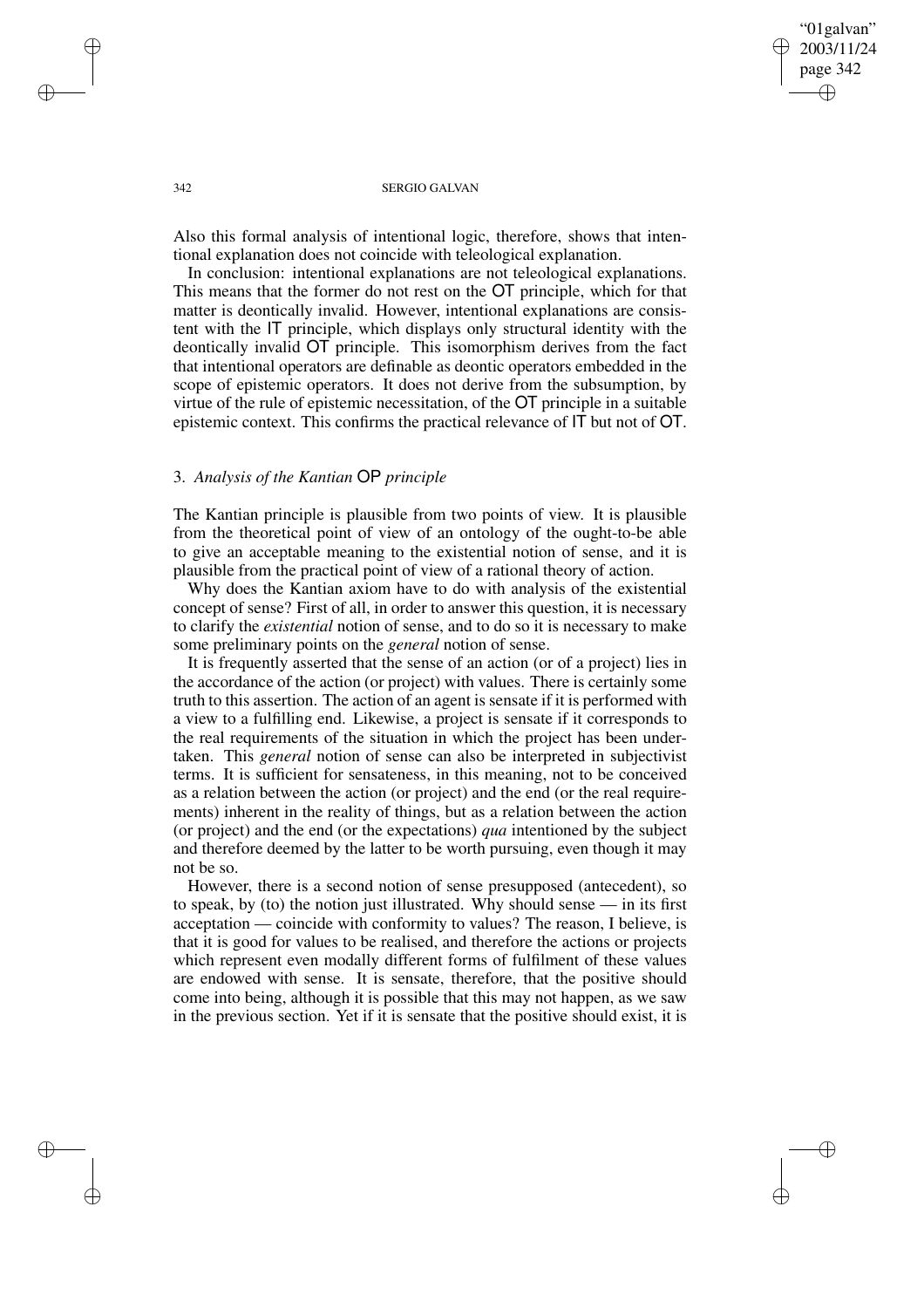Also this formal analysis of intentional logic, therefore, shows that intentional explanation does not coincide with teleological explanation.

In conclusion: intentional explanations are not teleological explanations. This means that the former do not rest on the OT principle, which for that matter is deontically invalid. However, intentional explanations are consistent with the IT principle, which displays only structural identity with the deontically invalid OT principle. This isomorphism derives from the fact that intentional operators are definable as deontic operators embedded in the scope of epistemic operators. It does not derive from the subsumption, by virtue of the rule of epistemic necessitation, of the OT principle in a suitable epistemic context. This confirms the practical relevance of IT but not of OT.

## 3. *Analysis of the Kantian* OP *principle*

The Kantian principle is plausible from two points of view. It is plausible from the theoretical point of view of an ontology of the ought-to-be able to give an acceptable meaning to the existential notion of sense, and it is plausible from the practical point of view of a rational theory of action.

Why does the Kantian axiom have to do with analysis of the existential concept of sense? First of all, in order to answer this question, it is necessary to clarify the *existential* notion of sense, and to do so it is necessary to make some preliminary points on the *general* notion of sense.

It is frequently asserted that the sense of an action (or of a project) lies in the accordance of the action (or project) with values. There is certainly some truth to this assertion. The action of an agent is sensate if it is performed with a view to a fulfilling end. Likewise, a project is sensate if it corresponds to the real requirements of the situation in which the project has been undertaken. This *general* notion of sense can also be interpreted in subjectivist terms. It is sufficient for sensateness, in this meaning, not to be conceived as a relation between the action (or project) and the end (or the real requirements) inherent in the reality of things, but as a relation between the action (or project) and the end (or the expectations) *qua* intentioned by the subject and therefore deemed by the latter to be worth pursuing, even though it may not be so.

However, there is a second notion of sense presupposed (antecedent), so to speak, by (to) the notion just illustrated. Why should sense — in its first acceptation — coincide with conformity to values? The reason, I believe, is that it is good for values to be realised, and therefore the actions or projects which represent even modally different forms of fulfilment of these values are endowed with sense. It is sensate, therefore, that the positive should come into being, although it is possible that this may not happen, as we saw in the previous section. Yet if it is sensate that the positive should exist, it is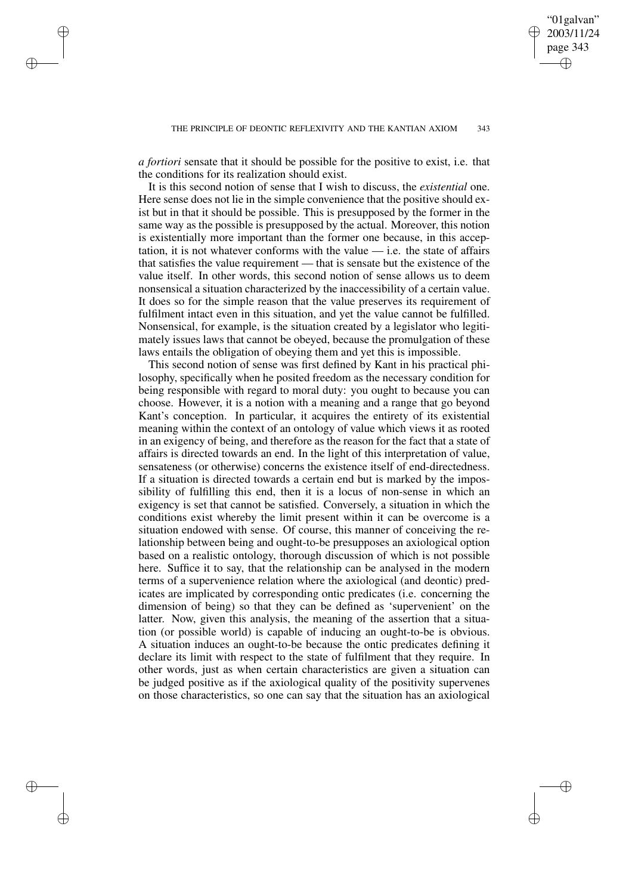*a fortiori* sensate that it should be possible for the positive to exist, i.e. that the conditions for its realization should exist.

It is this second notion of sense that I wish to discuss, the *existential* one. Here sense does not lie in the simple convenience that the positive should exist but in that it should be possible. This is presupposed by the former in the same way as the possible is presupposed by the actual. Moreover, this notion is existentially more important than the former one because, in this acceptation, it is not whatever conforms with the value — i.e. the state of affairs that satisfies the value requirement — that is sensate but the existence of the value itself. In other words, this second notion of sense allows us to deem nonsensical a situation characterized by the inaccessibility of a certain value. It does so for the simple reason that the value preserves its requirement of fulfilment intact even in this situation, and yet the value cannot be fulfilled. Nonsensical, for example, is the situation created by a legislator who legitimately issues laws that cannot be obeyed, because the promulgation of these laws entails the obligation of obeying them and yet this is impossible.

This second notion of sense was first defined by Kant in his practical philosophy, specifically when he posited freedom as the necessary condition for being responsible with regard to moral duty: you ought to because you can choose. However, it is a notion with a meaning and a range that go beyond Kant's conception. In particular, it acquires the entirety of its existential meaning within the context of an ontology of value which views it as rooted in an exigency of being, and therefore as the reason for the fact that a state of affairs is directed towards an end. In the light of this interpretation of value, sensateness (or otherwise) concerns the existence itself of end-directedness. If a situation is directed towards a certain end but is marked by the impossibility of fulfilling this end, then it is a locus of non-sense in which an exigency is set that cannot be satisfied. Conversely, a situation in which the conditions exist whereby the limit present within it can be overcome is a situation endowed with sense. Of course, this manner of conceiving the relationship between being and ought-to-be presupposes an axiological option based on a realistic ontology, thorough discussion of which is not possible here. Suffice it to say, that the relationship can be analysed in the modern terms of a supervenience relation where the axiological (and deontic) predicates are implicated by corresponding ontic predicates (i.e. concerning the dimension of being) so that they can be defined as 'supervenient' on the latter. Now, given this analysis, the meaning of the assertion that a situation (or possible world) is capable of inducing an ought-to-be is obvious. A situation induces an ought-to-be because the ontic predicates defining it declare its limit with respect to the state of fulfilment that they require. In other words, just as when certain characteristics are given a situation can be judged positive as if the axiological quality of the positivity supervenes on those characteristics, so one can say that the situation has an axiological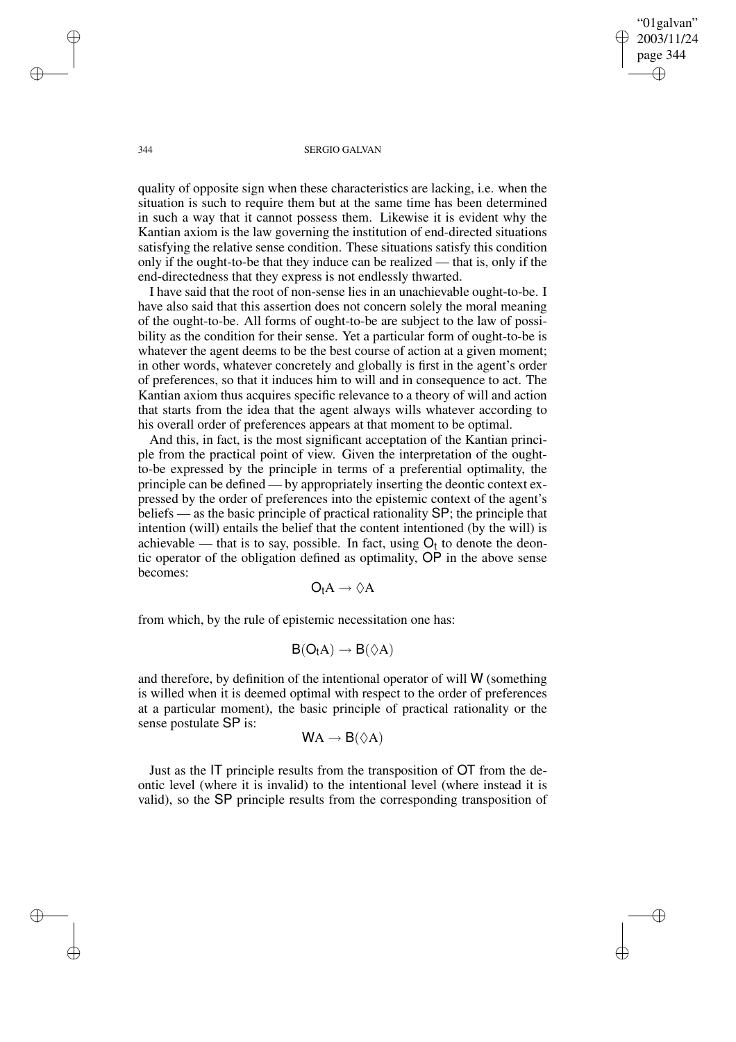quality of opposite sign when these characteristics are lacking, i.e. when the situation is such to require them but at the same time has been determined in such a way that it cannot possess them. Likewise it is evident why the Kantian axiom is the law governing the institution of end-directed situations satisfying the relative sense condition. These situations satisfy this condition only if the ought-to-be that they induce can be realized — that is, only if the end-directedness that they express is not endlessly thwarted.

I have said that the root of non-sense lies in an unachievable ought-to-be. I have also said that this assertion does not concern solely the moral meaning of the ought-to-be. All forms of ought-to-be are subject to the law of possibility as the condition for their sense. Yet a particular form of ought-to-be is whatever the agent deems to be the best course of action at a given moment; in other words, whatever concretely and globally is first in the agent's order of preferences, so that it induces him to will and in consequence to act. The Kantian axiom thus acquires specific relevance to a theory of will and action that starts from the idea that the agent always wills whatever according to his overall order of preferences appears at that moment to be optimal.

And this, in fact, is the most significant acceptation of the Kantian principle from the practical point of view. Given the interpretation of the ought-to-be expressed by the principle in terms of a preferential optimality, the principle can be defined — by appropriately inserting the deontic context expressed by the order of preferences into the epistemic context of the agent's beliefs — as the basic principle of practical rationality SP; the principle that intention (will) entails the belief that the content intentioned (by the will) is achievable — that is to say, possible. In fact, using $\mathsf{O_t}$ to denote the deontic operator of the obligation defined as optimality, OP in the above sense becomes:

$$\mathsf{O_t}A \rightarrow \Diamond A$$

from which, by the rule of epistemic necessitation one has:

$$\mathsf{B}(\mathsf{O_t}A) \rightarrow \mathsf{B}(\Diamond A)$$

and therefore, by definition of the intentional operator of will W (something is willed when it is deemed optimal with respect to the order of preferences at a particular moment), the basic principle of practical rationality or the sense postulate SP is:

$$\mathsf{W}A \rightarrow \mathsf{B}(\Diamond A)$$

Just as the IT principle results from the transposition of OT from the deontic level (where it is invalid) to the intentional level (where instead it is valid), so the SP principle results from the corresponding transposition of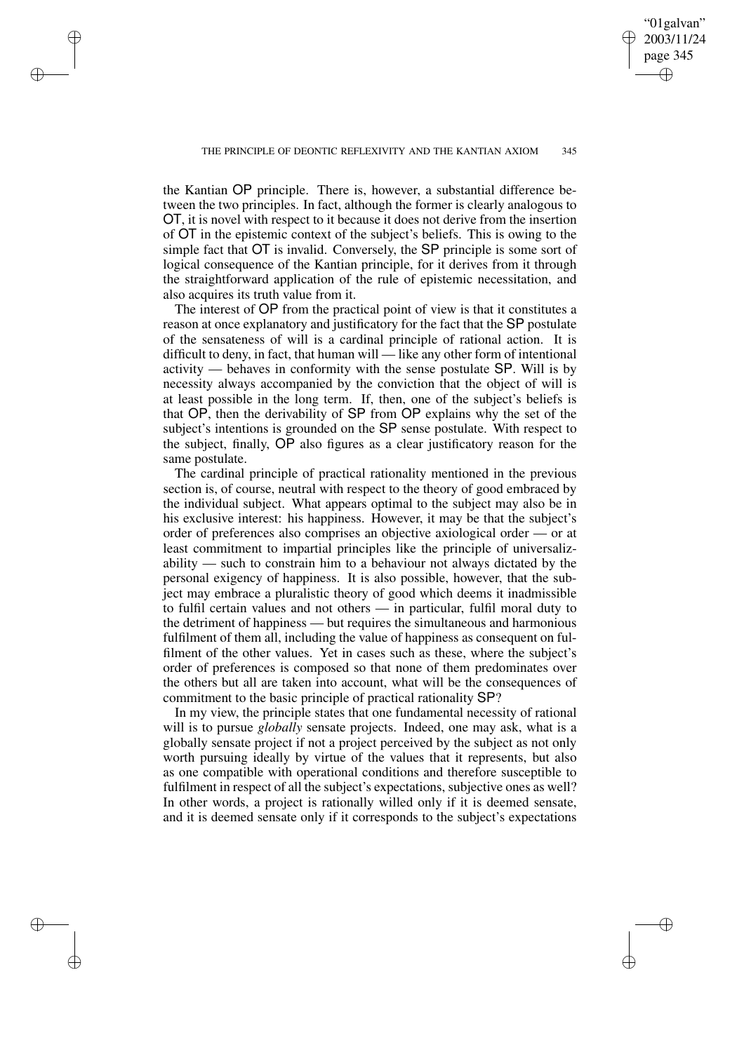the Kantian OP principle. There is, however, a substantial difference between the two principles. In fact, although the former is clearly analogous to OT, it is novel with respect to it because it does not derive from the insertion of OT in the epistemic context of the subject's beliefs. This is owing to the simple fact that OT is invalid. Conversely, the SP principle is some sort of logical consequence of the Kantian principle, for it derives from it through the straightforward application of the rule of epistemic necessitation, and also acquires its truth value from it.

The interest of OP from the practical point of view is that it constitutes a reason at once explanatory and justificatory for the fact that the SP postulate of the sensateness of will is a cardinal principle of rational action. It is difficult to deny, in fact, that human will — like any other form of intentional activity — behaves in conformity with the sense postulate SP. Will is by necessity always accompanied by the conviction that the object of will is at least possible in the long term. If, then, one of the subject's beliefs is that OP, then the derivability of SP from OP explains why the set of the subject's intentions is grounded on the SP sense postulate. With respect to the subject, finally, OP also figures as a clear justificatory reason for the same postulate.

The cardinal principle of practical rationality mentioned in the previous section is, of course, neutral with respect to the theory of good embraced by the individual subject. What appears optimal to the subject may also be in his exclusive interest: his happiness. However, it may be that the subject's order of preferences also comprises an objective axiological order — or at least commitment to impartial principles like the principle of universalizability — such to constrain him to a behaviour not always dictated by the personal exigency of happiness. It is also possible, however, that the subject may embrace a pluralistic theory of good which deems it inadmissible to fulfil certain values and not others — in particular, fulfil moral duty to the detriment of happiness — but requires the simultaneous and harmonious fulfilment of them all, including the value of happiness as consequent on fulfilment of the other values. Yet in cases such as these, where the subject's order of preferences is composed so that none of them predominates over the others but all are taken into account, what will be the consequences of commitment to the basic principle of practical rationality SP?

In my view, the principle states that one fundamental necessity of rational will is to pursue *globally* sensate projects. Indeed, one may ask, what is a globally sensate project if not a project perceived by the subject as not only worth pursuing ideally by virtue of the values that it represents, but also as one compatible with operational conditions and therefore susceptible to fulfilment in respect of all the subject's expectations, subjective ones as well? In other words, a project is rationally willed only if it is deemed sensate, and it is deemed sensate only if it corresponds to the subject's expectations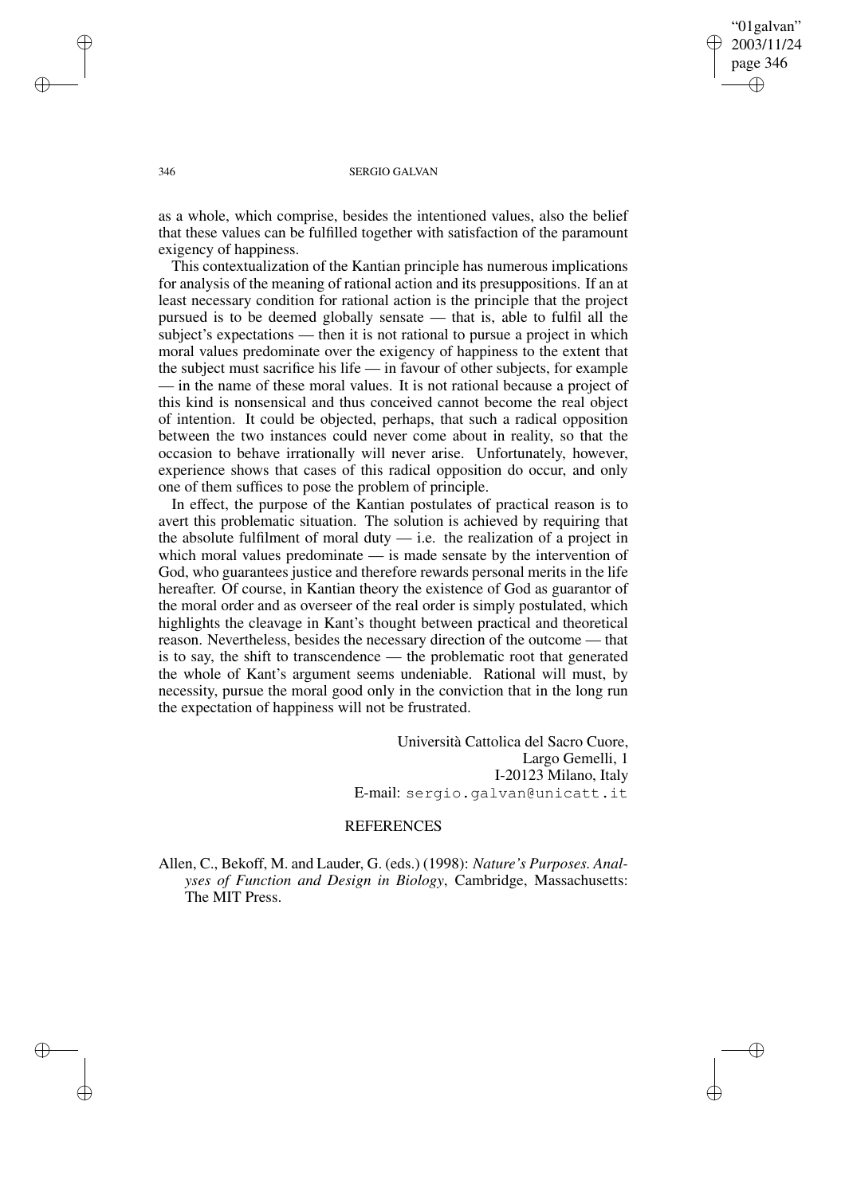as a whole, which comprise, besides the intentioned values, also the belief that these values can be fulfilled together with satisfaction of the paramount exigency of happiness.

This contextualization of the Kantian principle has numerous implications for analysis of the meaning of rational action and its presuppositions. If an at least necessary condition for rational action is the principle that the project pursued is to be deemed globally sensate — that is, able to fulfil all the subject's expectations — then it is not rational to pursue a project in which moral values predominate over the exigency of happiness to the extent that the subject must sacrifice his life — in favour of other subjects, for example — in the name of these moral values. It is not rational because a project of this kind is nonsensical and thus conceived cannot become the real object of intention. It could be objected, perhaps, that such a radical opposition between the two instances could never come about in reality, so that the occasion to behave irrationally will never arise. Unfortunately, however, experience shows that cases of this radical opposition do occur, and only one of them suffices to pose the problem of principle.

In effect, the purpose of the Kantian postulates of practical reason is to avert this problematic situation. The solution is achieved by requiring that the absolute fulfilment of moral duty — i.e. the realization of a project in which moral values predominate — is made sensate by the intervention of God, who guarantees justice and therefore rewards personal merits in the life hereafter. Of course, in Kantian theory the existence of God as guarantor of the moral order and as overseer of the real order is simply postulated, which highlights the cleavage in Kant's thought between practical and theoretical reason. Nevertheless, besides the necessary direction of the outcome — that is to say, the shift to transcendence — the problematic root that generated the whole of Kant's argument seems undeniable. Rational will must, by necessity, pursue the moral good only in the conviction that in the long run the expectation of happiness will not be frustrated.

Università Cattolica del Sacro Cuore,
Largo Gemelli, 1
I-20123 Milano, Italy
E-mail: sergio.galvan@unicatt.it

## REFERENCES

Allen, C., Bekoff, M. and Lauder, G. (eds.) (1998): *Nature's Purposes. Analyses of Function and Design in Biology*, Cambridge, Massachusetts: The MIT Press.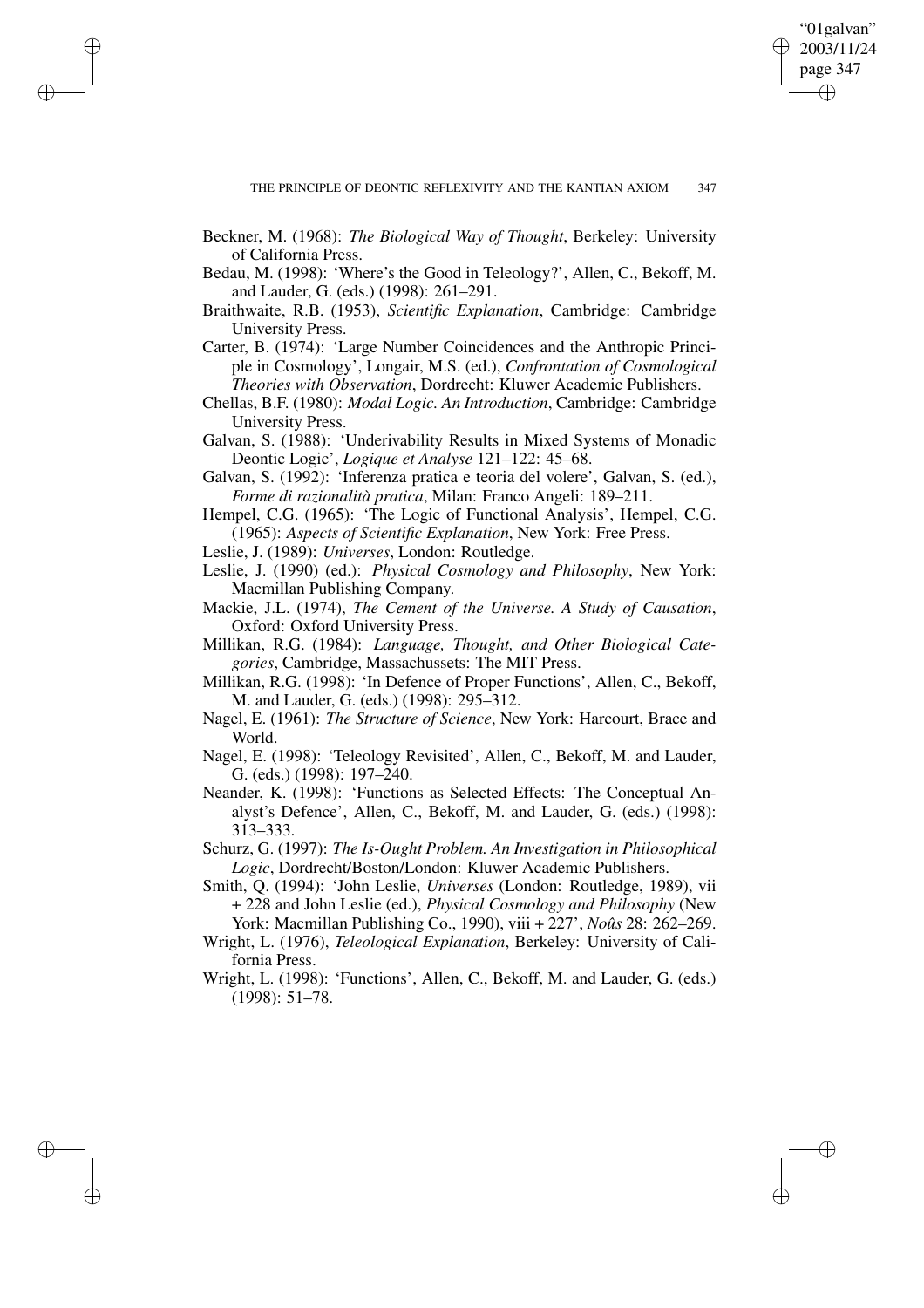Beckner, M. (1968): *The Biological Way of Thought*, Berkeley: University of California Press.

Bedau, M. (1998): 'Where's the Good in Teleology?', Allen, C., Bekoff, M. and Lauder, G. (eds.) (1998): 261–291.

Braithwaite, R.B. (1953), *Scientific Explanation*, Cambridge: Cambridge University Press.

Carter, B. (1974): 'Large Number Coincidences and the Anthropic Principle in Cosmology', Longair, M.S. (ed.), *Confrontation of Cosmological Theories with Observation*, Dordrecht: Kluwer Academic Publishers.

Chellas, B.F. (1980): *Modal Logic. An Introduction*, Cambridge: Cambridge University Press.

Galvan, S. (1988): 'Underivability Results in Mixed Systems of Monadic Deontic Logic', *Logique et Analyse* 121–122: 45–68.

Galvan, S. (1992): 'Inferenza pratica e teoria del volere', Galvan, S. (ed.), *Forme di razionalità pratica*, Milan: Franco Angeli: 189–211.

Hempel, C.G. (1965): 'The Logic of Functional Analysis', Hempel, C.G. (1965): *Aspects of Scientific Explanation*, New York: Free Press.

Leslie, J. (1989): *Universes*, London: Routledge.

Leslie, J. (1990) (ed.): *Physical Cosmology and Philosophy*, New York: Macmillan Publishing Company.

Mackie, J.L. (1974), *The Cement of the Universe. A Study of Causation*, Oxford: Oxford University Press.

Millikan, R.G. (1984): *Language, Thought, and Other Biological Categories*, Cambridge, Massachussets: The MIT Press.

Millikan, R.G. (1998): 'In Defence of Proper Functions', Allen, C., Bekoff, M. and Lauder, G. (eds.) (1998): 295–312.

Nagel, E. (1961): *The Structure of Science*, New York: Harcourt, Brace and World.

Nagel, E. (1998): 'Teleology Revisited', Allen, C., Bekoff, M. and Lauder, G. (eds.) (1998): 197–240.

Neander, K. (1998): 'Functions as Selected Effects: The Conceptual Analyst's Defence', Allen, C., Bekoff, M. and Lauder, G. (eds.) (1998): 313–333.

Schurz, G. (1997): *The Is-Ought Problem. An Investigation in Philosophical Logic*, Dordrecht/Boston/London: Kluwer Academic Publishers.

Smith, Q. (1994): 'John Leslie, *Universes* (London: Routledge, 1989), vii + 228 and John Leslie (ed.), *Physical Cosmology and Philosophy* (New York: Macmillan Publishing Co., 1990), viii + 227', *Noûs* 28: 262–269.

Wright, L. (1976), *Teleological Explanation*, Berkeley: University of California Press.

Wright, L. (1998): 'Functions', Allen, C., Bekoff, M. and Lauder, G. (eds.) (1998): 51–78.